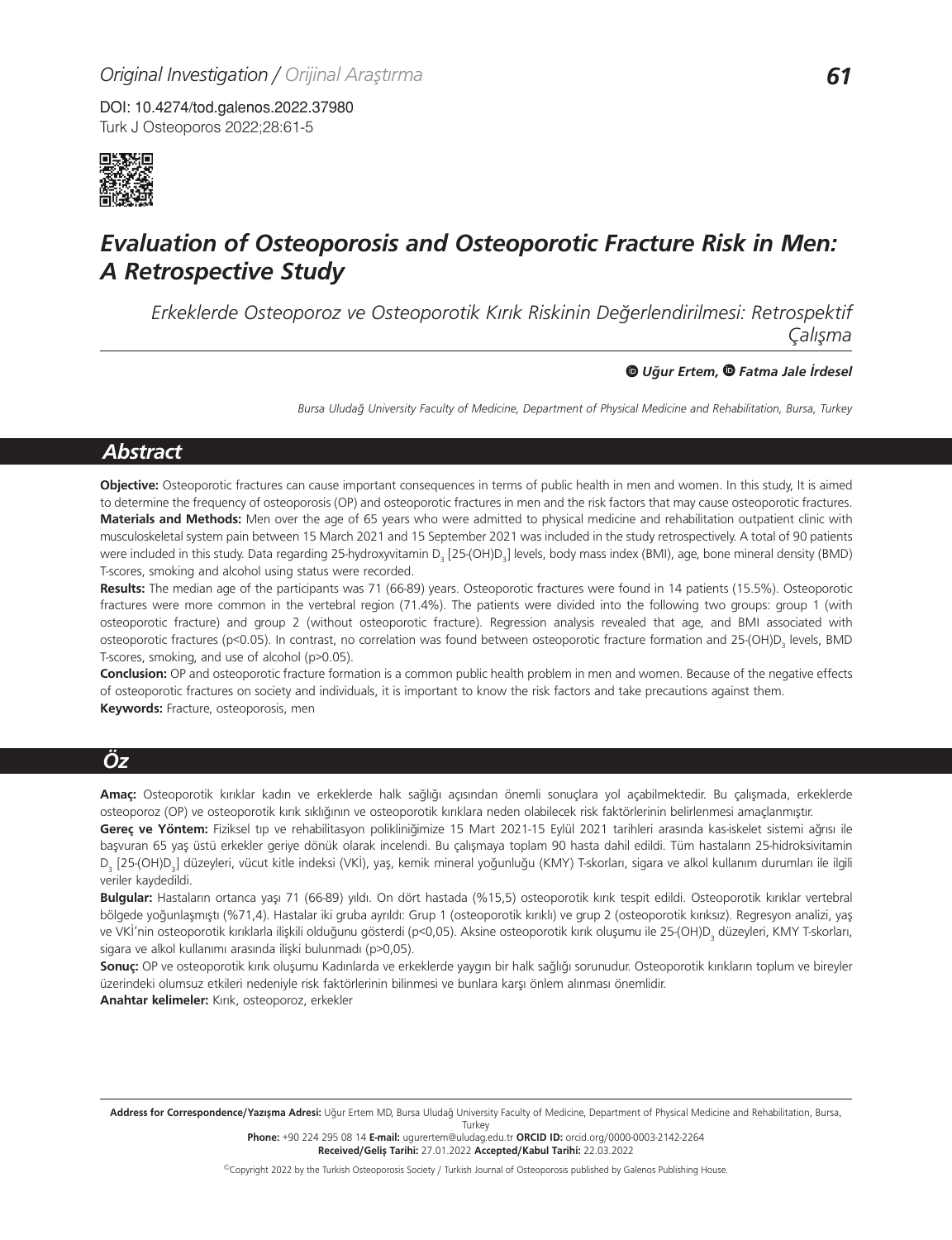Original Investigation / Orijinal Araştırma

DOI: 10.4274/tod.galenos.2022.37980

# Evaluation of Osteoporosis and Osteoporotic Fracture Risk in Men: A Retrospective Study

*Erkeklerde Osteoporoz ve Osteoporotik Kırık Riskinin Değerlendirilmesi: Retrospektif Çalışma*

**Uğur Ertem, Fatma Jale İrdesel**

*Bursa Uludağ University Faculty of Medicine, Department of Physical Medicine and Rehabilitation, Bursa, Turkey*

## Abstract

**Objective:** Osteoporotic fractures can cause important consequences in terms of public health in men and women. In this study, It is aimed to determine the frequency of osteoporosis (OP) and osteoporotic fractures in men and the risk factors that may cause osteoporotic fractures.

**Materials and Methods:** Men over the age of 65 years who were admitted to physical medicine and rehabilitation outpatient clinic with musculoskeletal system pain between 15 March 2021 and 15 September 2021 was included in the study retrospectively. A total of 90 patients were included in this study. Data regarding 25-hydroxyvitamin $D_3$ [25-(OH)$D_3$] levels, body mass index (BMI), age, bone mineral density (BMD) T-scores, smoking and alcohol using status were recorded.

**Results:** The median age of the participants was 71 (66-89) years. Osteoporotic fractures were found in 14 patients (15.5%). Osteoporotic fractures were more common in the vertebral region (71.4%). The patients were divided into the following two groups: group 1 (with osteoporotic fracture) and group 2 (without osteoporotic fracture). Regression analysis revealed that age, and BMI associated with osteoporotic fractures ($p<0.05$). In contrast, no correlation was found between osteoporotic fracture formation and 25-(OH)$D_3$ levels, BMD T-scores, smoking, and use of alcohol ($p>0.05$).

**Conclusion:** OP and osteoporotic fracture formation is a common public health problem in men and women. Because of the negative effects of osteoporotic fractures on society and individuals, it is important to know the risk factors and take precautions against them.

**Keywords:** Fracture, osteoporosis, men

## Öz

**Amaç:** Osteoporotik kırıklar kadın ve erkeklerde halk sağlığı açısından önemli sonuçlara yol açabilmektedir. Bu çalışmada, erkeklerde osteoporoz (OP) ve osteoporotik kırık sıklığının ve osteoporotik kırıklara neden olabilecek risk faktörlerinin belirlenmesi amaçlanmıştır.

**Gereç ve Yöntem:** Fiziksel tıp ve rehabilitasyon polikliniğimize 15 Mart 2021-15 Eylül 2021 tarihleri arasında kas-iskelet sistemi ağrısı ile başvuran 65 yaş üstü erkekler geriye dönük olarak incelendi. Bu çalışmaya toplam 90 hasta dahil edildi. Tüm hastaların 25-hidroksivitamin $D_3$ [25-(OH)$D_3$] düzeyleri, vücut kitle indeksi (VKİ), yaş, kemik mineral yoğunluğu (KMY) T-skorları, sigara ve alkol kullanım durumları ile ilgili veriler kaydedildi.

**Bulgular:** Hastaların ortanca yaşı 71 (66-89) yıldı. On dört hastada (%15,5) osteoporotik kırık tespit edildi. Osteoporotik kırıklar vertebral bölgede yoğunlaşmıştı (%71,4). Hastalar iki gruba ayrıldı: Grup 1 (osteoporotik kırıklı) ve grup 2 (osteoporotik kırıksız). Regresyon analizi, yaş ve VKİ'nin osteoporotik kırıklarla ilişkili olduğunu gösterdi ($p<0,05$). Aksine osteoporotik kırık oluşumu ile 25-(OH)$D_3$ düzeyleri, KMY T-skorları, sigara ve alkol kullanımı arasında ilişki bulunmadı ($p>0,05$).

**Sonuç:** OP ve osteoporotik kırık oluşumu Kadınlarda ve erkeklerde yaygın bir halk sağlığı sorunudur. Osteoporotik kırıkların toplum ve bireyler üzerindeki olumsuz etkileri nedeniyle risk faktörlerinin bilinmesi ve bunlara karşı önlem alınması önemlidir.

**Anahtar kelimeler:** Kırık, osteoporoz, erkekler

**Address for Correspondence/Yazışma Adresi:** Uğur Ertem MD, Bursa Uludağ University Faculty of Medicine, Department of Physical Medicine and Rehabilitation, Bursa, Turkey

**Phone:** +90 224 295 08 14 **E-mail:** ugurertem@uludag.edu.tr **ORCID ID:** orcid.org/0000-0003-2142-2264

**Received/Geliş Tarihi:** 27.01.2022 **Accepted/Kabul Tarihi:** 22.03.2022

©Copyright 2022 by the Turkish Osteoporosis Society / Turkish Journal of Osteoporosis published by Galenos Publishing House.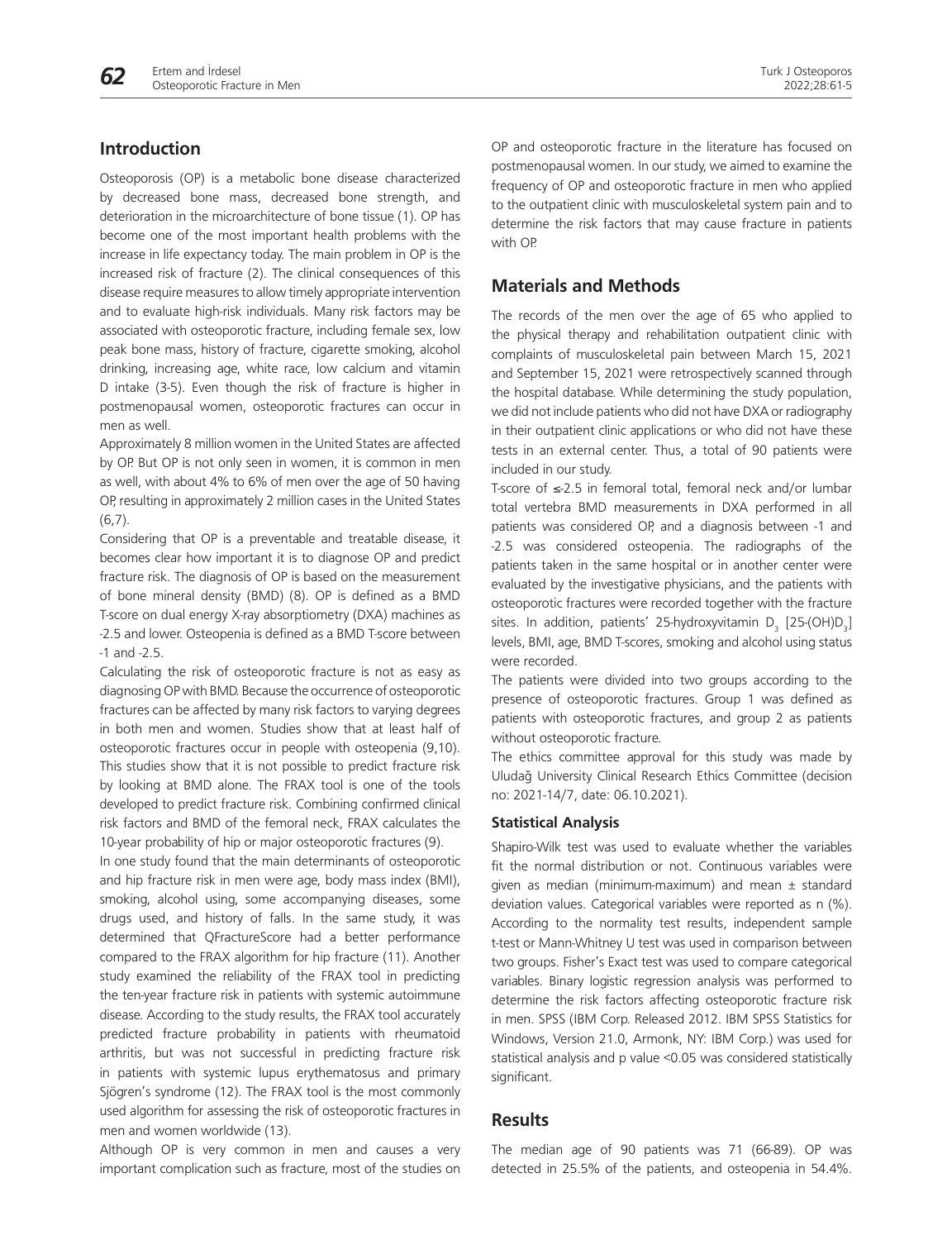## Introduction

Osteoporosis (OP) is a metabolic bone disease characterized by decreased bone mass, decreased bone strength, and deterioration in the microarchitecture of bone tissue (1). OP has become one of the most important health problems with the increase in life expectancy today. The main problem in OP is the increased risk of fracture (2). The clinical consequences of this disease require measures to allow timely appropriate intervention and to evaluate high-risk individuals. Many risk factors may be associated with osteoporotic fracture, including female sex, low peak bone mass, history of fracture, cigarette smoking, alcohol drinking, increasing age, white race, low calcium and vitamin D intake (3-5). Even though the risk of fracture is higher in postmenopausal women, osteoporotic fractures can occur in men as well.

Approximately 8 million women in the United States are affected by OP. But OP is not only seen in women, it is common in men as well, with about 4% to 6% of men over the age of 50 having OP, resulting in approximately 2 million cases in the United States (6,7).

Considering that OP is a preventable and treatable disease, it becomes clear how important it is to diagnose OP and predict fracture risk. The diagnosis of OP is based on the measurement of bone mineral density (BMD) (8). OP is defined as a BMD T-score on dual energy X-ray absorptiometry (DXA) machines as -2.5 and lower. Osteopenia is defined as a BMD T-score between -1 and -2.5.

Calculating the risk of osteoporotic fracture is not as easy as diagnosing OP with BMD. Because the occurrence of osteoporotic fractures can be affected by many risk factors to varying degrees in both men and women. Studies show that at least half of osteoporotic fractures occur in people with osteopenia (9,10). This studies show that it is not possible to predict fracture risk by looking at BMD alone. The FRAX tool is one of the tools developed to predict fracture risk. Combining confirmed clinical risk factors and BMD of the femoral neck, FRAX calculates the 10-year probability of hip or major osteoporotic fractures (9).

In one study found that the main determinants of osteoporotic and hip fracture risk in men were age, body mass index (BMI), smoking, alcohol using, some accompanying diseases, some drugs used, and history of falls. In the same study, it was determined that QFractureScore had a better performance compared to the FRAX algorithm for hip fracture (11). Another study examined the reliability of the FRAX tool in predicting the ten-year fracture risk in patients with systemic autoimmune disease. According to the study results, the FRAX tool accurately predicted fracture probability in patients with rheumatoid arthritis, but was not successful in predicting fracture risk in patients with systemic lupus erythematosus and primary Sjögren's syndrome (12). The FRAX tool is the most commonly used algorithm for assessing the risk of osteoporotic fractures in men and women worldwide (13).

Although OP is very common in men and causes a very important complication such as fracture, most of the studies on OP and osteoporotic fracture in the literature has focused on postmenopausal women. In our study, we aimed to examine the frequency of OP and osteoporotic fracture in men who applied to the outpatient clinic with musculoskeletal system pain and to determine the risk factors that may cause fracture in patients with OP.

## Materials and Methods

The records of the men over the age of 65 who applied to the physical therapy and rehabilitation outpatient clinic with complaints of musculoskeletal pain between March 15, 2021 and September 15, 2021 were retrospectively scanned through the hospital database. While determining the study population, we did not include patients who did not have DXA or radiography in their outpatient clinic applications or who did not have these tests in an external center. Thus, a total of 90 patients were included in our study.

T-score of ≤-2.5 in femoral total, femoral neck and/or lumbar total vertebra BMD measurements in DXA performed in all patients was considered OP, and a diagnosis between -1 and -2.5 was considered osteopenia. The radiographs of the patients taken in the same hospital or in another center were evaluated by the investigative physicians, and the patients with osteoporotic fractures were recorded together with the fracture sites. In addition, patients' 25-hydroxyvitamin $D_3$ [25-(OH)$D_3$] levels, BMI, age, BMD T-scores, smoking and alcohol using status were recorded.

The patients were divided into two groups according to the presence of osteoporotic fractures. Group 1 was defined as patients with osteoporotic fractures, and group 2 as patients without osteoporotic fracture.

The ethics committee approval for this study was made by Uludağ University Clinical Research Ethics Committee (decision no: 2021-14/7, date: 06.10.2021).

### Statistical Analysis

Shapiro-Wilk test was used to evaluate whether the variables fit the normal distribution or not. Continuous variables were given as median (minimum-maximum) and mean ± standard deviation values. Categorical variables were reported as n (%). According to the normality test results, independent sample t-test or Mann-Whitney U test was used in comparison between two groups. Fisher's Exact test was used to compare categorical variables. Binary logistic regression analysis was performed to determine the risk factors affecting osteoporotic fracture risk in men. SPSS (IBM Corp. Released 2012. IBM SPSS Statistics for Windows, Version 21.0, Armonk, NY: IBM Corp.) was used for statistical analysis and p value <0.05 was considered statistically significant.

## Results

The median age of 90 patients was 71 (66-89). OP was detected in 25.5% of the patients, and osteopenia in 54.4%.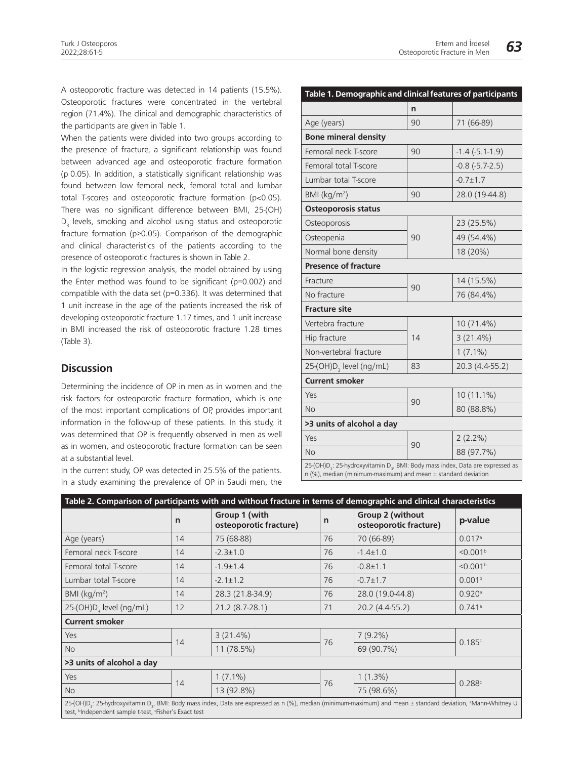A osteoporotic fracture was detected in 14 patients (15.5%). Osteoporotic fractures were concentrated in the vertebral region (71.4%). The clinical and demographic characteristics of the participants are given in Table 1.

When the patients were divided into two groups according to the presence of fracture, a significant relationship was found between advanced age and osteoporotic fracture formation (p 0.05). In addition, a statistically significant relationship was found between low femoral neck, femoral total and lumbar total T-scores and osteoporotic fracture formation ($p<0.05$). There was no significant difference between BMI, 25-(OH) $D_3$ levels, smoking and alcohol using status and osteoporotic fracture formation ($p>0.05$). Comparison of the demographic and clinical characteristics of the patients according to the presence of osteoporotic fractures is shown in Table 2.

In the logistic regression analysis, the model obtained by using the Enter method was found to be significant (p=0.002) and compatible with the data set (p=0.336). It was determined that 1 unit increase in the age of the patients increased the risk of developing osteoporotic fracture 1.17 times, and 1 unit increase in BMI increased the risk of osteoporotic fracture 1.28 times (Table 3).

## Discussion

Determining the incidence of OP in men as in women and the risk factors for osteoporotic fracture formation, which is one of the most important complications of OP, provides important information in the follow-up of these patients. In this study, it was determined that OP is frequently observed in men as well as in women, and osteoporotic fracture formation can be seen at a substantial level.

In the current study, OP was detected in 25.5% of the patients. In a study examining the prevalence of OP in Saudi men, the

**Table 1. Demographic and clinical features of participants**

| | n | |
|---|---|---|
| Age (years) | 90 | 71 (66-89) |
| **Bone mineral density** | | |
| Femoral neck T-score | 90 | -1.4 (-5.1-1.9) |
| Femoral total T-score | | -0.8 (-5.7-2.5) |
| Lumbar total T-score | | -0.7±1.7 |
| BMI (kg/m$^2$) | 90 | 28.0 (19-44.8) |
| **Osteoporosis status** | | |
| Osteoporosis | 90 | 23 (25.5%) |
| Osteopenia | | 49 (54.4%) |
| Normal bone density | | 18 (20%) |
| **Presence of fracture** | | |
| Fracture | 90 | 14 (15.5%) |
| No fracture | | 76 (84.4%) |
| **Fracture site** | | |
| Vertebra fracture | 14 | 10 (71.4%) |
| Hip fracture | | 3 (21.4%) |
| Non-vertebral fracture | | 1 (7.1%) |
| 25-(OH)$D_3$ level (ng/mL) | 83 | 20.3 (4.4-55.2) |
| **Current smoker** | | |
| Yes | 90 | 10 (11.1%) |
| No | | 80 (88.8%) |
| **>3 units of alcohol a day** | | |
| Yes | 90 | 2 (2.2%) |
| No | | 88 (97.7%) |

25-(OH)$D_3$: 25-hydroxyvitamin $D_3$, BMI: Body mass index, Data are expressed as n (%), median (minimum-maximum) and mean ± standard deviation

**Table 2. Comparison of participants with and without fracture in terms of demographic and clinical characteristics**

| | n | Group 1 (with osteoporotic fracture) | n | Group 2 (without osteoporotic fracture) | p-value |
|---|---|---|---|---|---|
| Age (years) | 14 | 75 (68-88) | 76 | 70 (66-89) | 0.017[a] |
| Femoral neck T-score | 14 | -2.3±1.0 | 76 | -1.4±1.0 | <0.001[b] |
| Femoral total T-score | 14 | -1.9±1.4 | 76 | -0.8±1.1 | <0.001[b] |
| Lumbar total T-score | 14 | -2.1±1.2 | 76 | -0.7±1.7 | 0.001[b] |
| BMI (kg/m$^2$) | 14 | 28.3 (21.8-34.9) | 76 | 28.0 (19.0-44.8) | 0.920[a] |
| 25-(OH)$D_3$ level (ng/mL) | 12 | 21.2 (8.7-28.1) | 71 | 20.2 (4.4-55.2) | 0.741[a] |
| **Current smoker** | | | | | |
| Yes | 14 | 3 (21.4%) | 76 | 7 (9.2%) | 0.185[c] |
| No | | 11 (78.5%) | | 69 (90.7%) | |
| **>3 units of alcohol a day** | | | | | |
| Yes | 14 | 1 (7.1%) | 76 | 1 (1.3%) | 0.288[c] |
| No | | 13 (92.8%) | | 75 (98.6%) | |

25-(OH)$D_3$: 25-hydroxyvitamin $D_3$, BMI: Body mass index, Data are expressed as n (%), median (minimum-maximum) and mean ± standard deviation, [a]Mann-Whitney U test, [b]Independent sample t-test, [c]Fisher's Exact test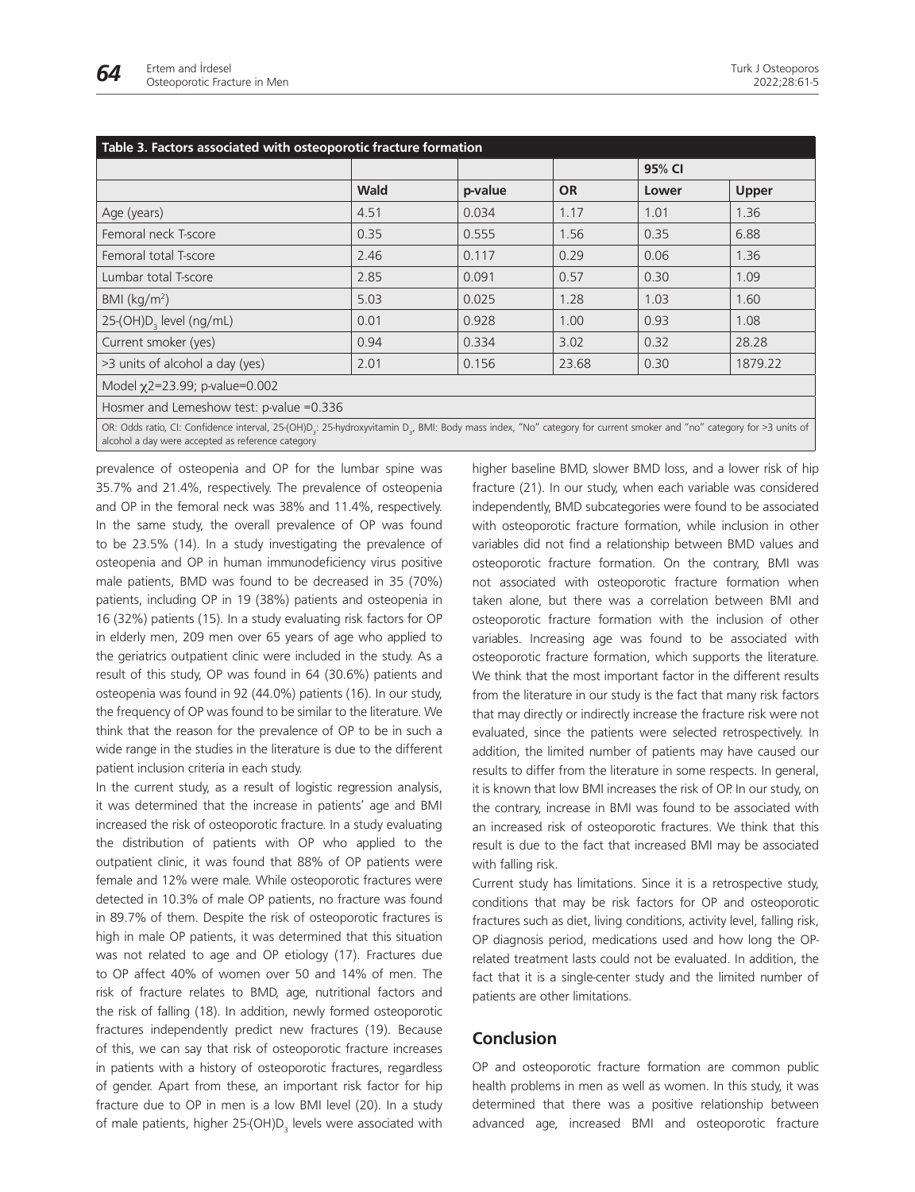**Table 3. Factors associated with osteoporotic fracture formation**

| | Wald | p-value | OR | 95% CI | |
|---|---|---|---|---|---|
| | | | | Lower | Upper |
| Age (years) | 4.51 | 0.034 | 1.17 | 1.01 | 1.36 |
| Femoral neck T-score | 0.35 | 0.555 | 1.56 | 0.35 | 6.88 |
| Femoral total T-score | 2.46 | 0.117 | 0.29 | 0.06 | 1.36 |
| Lumbar total T-score | 2.85 | 0.091 | 0.57 | 0.30 | 1.09 |
| BMI ($kg/m^2$) | 5.03 | 0.025 | 1.28 | 1.03 | 1.60 |
| 25-(OH)$D_3$ level (ng/mL) | 0.01 | 0.928 | 1.00 | 0.93 | 1.08 |
| Current smoker (yes) | 0.94 | 0.334 | 3.02 | 0.32 | 28.28 |
| >3 units of alcohol a day (yes) | 2.01 | 0.156 | 23.68 | 0.30 | 1879.22 |
| Model $\chi 2$=23.99; p-value=0.002 | | | | | |
| Hosmer and Lemeshow test: p-value =0.336 | | | | | |

OR: Odds ratio, CI: Confidence interval, 25-(OH)$D_3$: 25-hydroxyvitamin $D_3$, BMI: Body mass index, "No" category for current smoker and "no" category for >3 units of alcohol a day were accepted as reference category

prevalence of osteopenia and OP for the lumbar spine was 35.7% and 21.4%, respectively. The prevalence of osteopenia and OP in the femoral neck was 38% and 11.4%, respectively. In the same study, the overall prevalence of OP was found to be 23.5% (14). In a study investigating the prevalence of osteopenia and OP in human immunodeficiency virus positive male patients, BMD was found to be decreased in 35 (70%) patients, including OP in 19 (38%) patients and osteopenia in 16 (32%) patients (15). In a study evaluating risk factors for OP in elderly men, 209 men over 65 years of age who applied to the geriatrics outpatient clinic were included in the study. As a result of this study, OP was found in 64 (30.6%) patients and osteopenia was found in 92 (44.0%) patients (16). In our study, the frequency of OP was found to be similar to the literature. We think that the reason for the prevalence of OP to be in such a wide range in the studies in the literature is due to the different patient inclusion criteria in each study.

In the current study, as a result of logistic regression analysis, it was determined that the increase in patients' age and BMI increased the risk of osteoporotic fracture. In a study evaluating the distribution of patients with OP who applied to the outpatient clinic, it was found that 88% of OP patients were female and 12% were male. While osteoporotic fractures were detected in 10.3% of male OP patients, no fracture was found in 89.7% of them. Despite the risk of osteoporotic fractures is high in male OP patients, it was determined that this situation was not related to age and OP etiology (17). Fractures due to OP affect 40% of women over 50 and 14% of men. The risk of fracture relates to BMD, age, nutritional factors and the risk of falling (18). In addition, newly formed osteoporotic fractures independently predict new fractures (19). Because of this, we can say that risk of osteoporotic fracture increases in patients with a history of osteoporotic fractures, regardless of gender. Apart from these, an important risk factor for hip fracture due to OP in men is a low BMI level (20). In a study of male patients, higher 25-(OH)$D_3$ levels were associated with higher baseline BMD, slower BMD loss, and a lower risk of hip fracture (21). In our study, when each variable was considered independently, BMD subcategories were found to be associated with osteoporotic fracture formation, while inclusion in other variables did not find a relationship between BMD values and osteoporotic fracture formation. On the contrary, BMI was not associated with osteoporotic fracture formation when taken alone, but there was a correlation between BMI and osteoporotic fracture formation with the inclusion of other variables. Increasing age was found to be associated with osteoporotic fracture formation, which supports the literature. We think that the most important factor in the different results from the literature in our study is the fact that many risk factors that may directly or indirectly increase the fracture risk were not evaluated, since the patients were selected retrospectively. In addition, the limited number of patients may have caused our results to differ from the literature in some respects. In general, it is known that low BMI increases the risk of OP. In our study, on the contrary, increase in BMI was found to be associated with an increased risk of osteoporotic fractures. We think that this result is due to the fact that increased BMI may be associated with falling risk.

Current study has limitations. Since it is a retrospective study, conditions that may be risk factors for OP and osteoporotic fractures such as diet, living conditions, activity level, falling risk, OP diagnosis period, medications used and how long the OP-related treatment lasts could not be evaluated. In addition, the fact that it is a single-center study and the limited number of patients are other limitations.

## Conclusion

OP and osteoporotic fracture formation are common public health problems in men as well as women. In this study, it was determined that there was a positive relationship between advanced age, increased BMI and osteoporotic fracture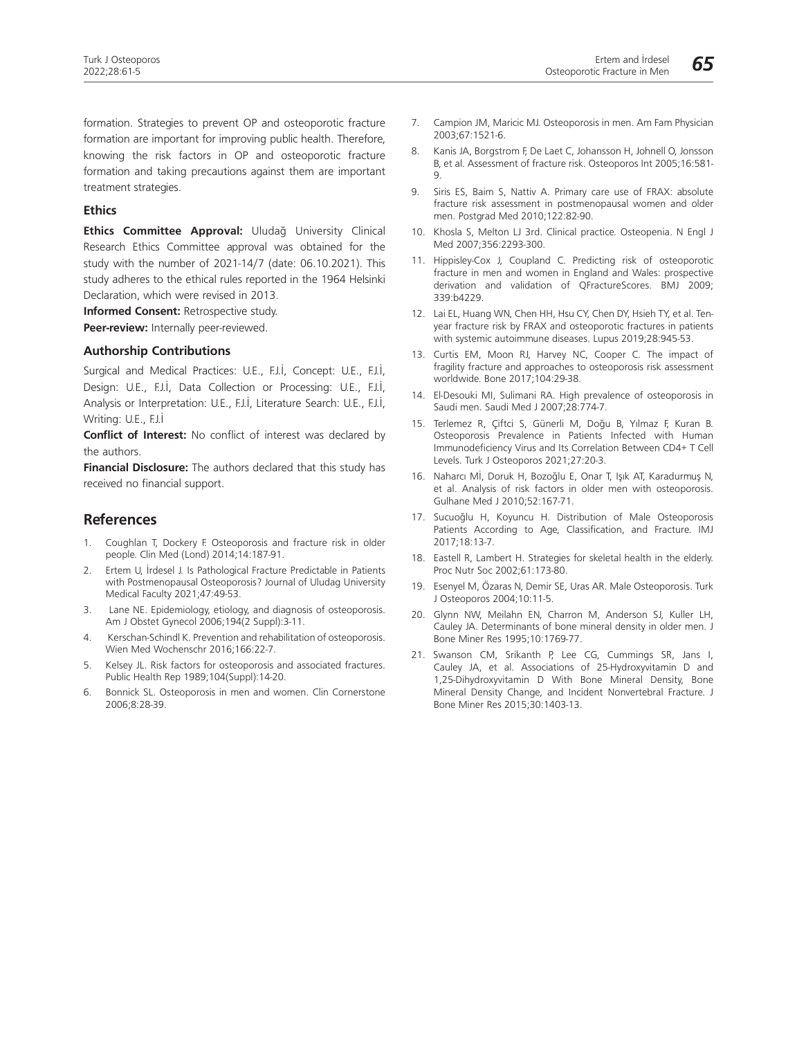formation. Strategies to prevent OP and osteoporotic fracture formation are important for improving public health. Therefore, knowing the risk factors in OP and osteoporotic fracture formation and taking precautions against them are important treatment strategies.

### Ethics

**Ethics Committee Approval:** Uludağ University Clinical Research Ethics Committee approval was obtained for the study with the number of 2021-14/7 (date: 06.10.2021). This study adheres to the ethical rules reported in the 1964 Helsinki Declaration, which were revised in 2013.

**Informed Consent:** Retrospective study.

**Peer-review:** Internally peer-reviewed.

### Authorship Contributions

Surgical and Medical Practices: U.E., F.J.İ, Concept: U.E., F.J.İ, Design: U.E., F.J.İ, Data Collection or Processing: U.E., F.J.İ, Analysis or Interpretation: U.E., F.J.İ, Literature Search: U.E., F.J.İ, Writing: U.E., F.J.İ

**Conflict of Interest:** No conflict of interest was declared by the authors.

**Financial Disclosure:** The authors declared that this study has received no financial support.

## References

1. Coughlan T, Dockery F. Osteoporosis and fracture risk in older people. Clin Med (Lond) 2014;14:187-91.
2. Ertem U, İrdesel J. Is Pathological Fracture Predictable in Patients with Postmenopausal Osteoporosis? Journal of Uludag University Medical Faculty 2021;47:49-53.
3. Lane NE. Epidemiology, etiology, and diagnosis of osteoporosis. Am J Obstet Gynecol 2006;194(2 Suppl):3-11.
4. Kerschan-Schindl K. Prevention and rehabilitation of osteoporosis. Wien Med Wochenschr 2016;166:22-7.
5. Kelsey JL. Risk factors for osteoporosis and associated fractures. Public Health Rep 1989;104(Suppl):14-20.
6. Bonnick SL. Osteoporosis in men and women. Clin Cornerstone 2006;8:28-39.
7. Campion JM, Maricic MJ. Osteoporosis in men. Am Fam Physician 2003;67:1521-6.
8. Kanis JA, Borgstrom F, De Laet C, Johansson H, Johnell O, Jonsson B, et al. Assessment of fracture risk. Osteoporos Int 2005;16:581-9.
9. Siris ES, Baim S, Nattiv A. Primary care use of FRAX: absolute fracture risk assessment in postmenopausal women and older men. Postgrad Med 2010;122:82-90.
10. Khosla S, Melton LJ 3rd. Clinical practice. Osteopenia. N Engl J Med 2007;356:2293-300.
11. Hippisley-Cox J, Coupland C. Predicting risk of osteoporotic fracture in men and women in England and Wales: prospective derivation and validation of QFractureScores. BMJ 2009; 339:b4229.
12. Lai EL, Huang WN, Chen HH, Hsu CY, Chen DY, Hsieh TY, et al. Ten-year fracture risk by FRAX and osteoporotic fractures in patients with systemic autoimmune diseases. Lupus 2019;28:945-53.
13. Curtis EM, Moon RJ, Harvey NC, Cooper C. The impact of fragility fracture and approaches to osteoporosis risk assessment worldwide. Bone 2017;104:29-38.
14. El-Desouki MI, Sulimani RA. High prevalence of osteoporosis in Saudi men. Saudi Med J 2007;28:774-7.
15. Terlemez R, Çiftci S, Günerli M, Doğu B, Yılmaz F, Kuran B. Osteoporosis Prevalence in Patients Infected with Human Immunodeficiency Virus and Its Correlation Between CD4+ T Cell Levels. Turk J Osteoporos 2021;27:20-3.
16. Naharcı Mİ, Doruk H, Bozoğlu E, Onar T, Işık AT, Karadurmuş N, et al. Analysis of risk factors in older men with osteoporosis. Gulhane Med J 2010;52:167-71.
17. Sucuoğlu H, Koyuncu H. Distribution of Male Osteoporosis Patients According to Age, Classification, and Fracture. IMJ 2017;18:13-7.
18. Eastell R, Lambert H. Strategies for skeletal health in the elderly. Proc Nutr Soc 2002;61:173-80.
19. Esenyel M, Özaras N, Demir SE, Uras AR. Male Osteoporosis. Turk J Osteoporos 2004;10:11-5.
20. Glynn NW, Meilahn EN, Charron M, Anderson SJ, Kuller LH, Cauley JA. Determinants of bone mineral density in older men. J Bone Miner Res 1995;10:1769-77.
21. Swanson CM, Srikanth P, Lee CG, Cummings SR, Jans I, Cauley JA, et al. Associations of 25-Hydroxyvitamin D and 1,25-Dihydroxyvitamin D With Bone Mineral Density, Bone Mineral Density Change, and Incident Nonvertebral Fracture. J Bone Miner Res 2015;30:1403-13.